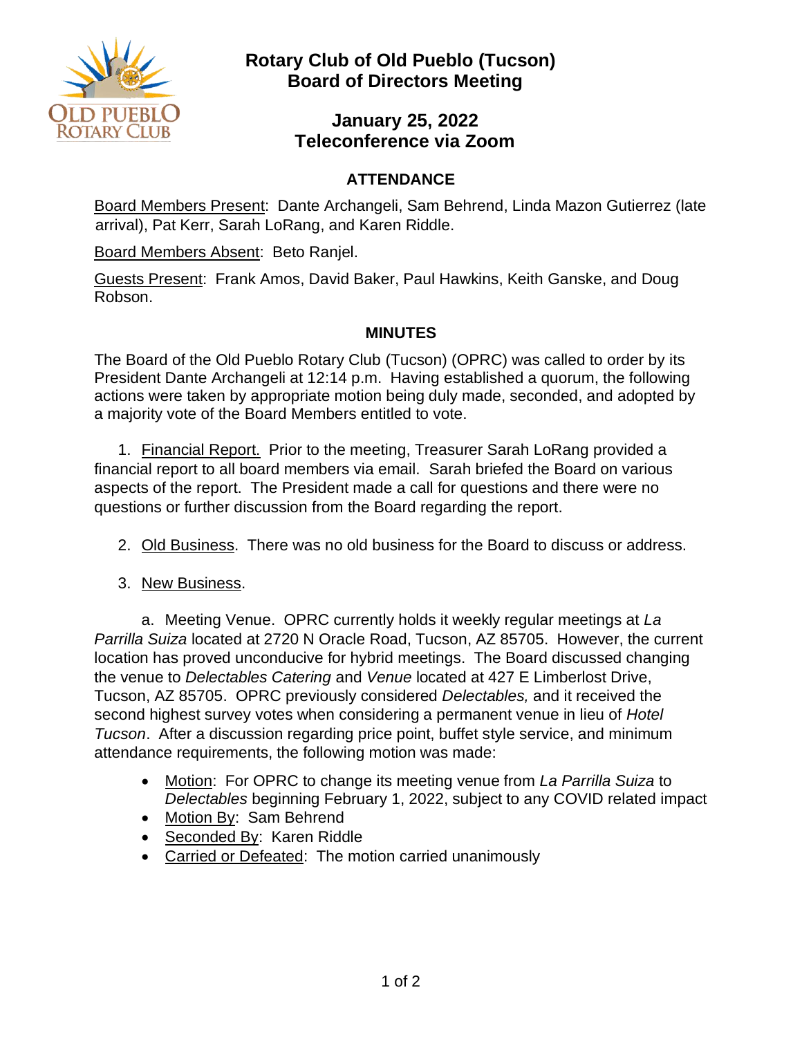# Rotary Club of Old Pueblo (Tucson)
# Board of Directors Meeting

## January 25, 2022
## Teleconference via Zoom

### ATTENDANCE

Board Members Present: Dante Archangeli, Sam Behrend, Linda Mazon Gutierrez (late arrival), Pat Kerr, Sarah LoRang, and Karen Riddle.

Board Members Absent: Beto Ranjel.

Guests Present: Frank Amos, David Baker, Paul Hawkins, Keith Ganske, and Doug Robson.

### MINUTES

The Board of the Old Pueblo Rotary Club (Tucson) (OPRC) was called to order by its President Dante Archangeli at 12:14 p.m. Having established a quorum, the following actions were taken by appropriate motion being duly made, seconded, and adopted by a majority vote of the Board Members entitled to vote.

1. Financial Report. Prior to the meeting, Treasurer Sarah LoRang provided a financial report to all board members via email. Sarah briefed the Board on various aspects of the report. The President made a call for questions and there were no questions or further discussion from the Board regarding the report.

2. Old Business. There was no old business for the Board to discuss or address.

3. New Business.

   a. Meeting Venue. OPRC currently holds it weekly regular meetings at *La Parrilla Suiza* located at 2720 N Oracle Road, Tucson, AZ 85705. However, the current location has proved unconducive for hybrid meetings. The Board discussed changing the venue to *Delectables Catering* and *Venue* located at 427 E Limberlost Drive, Tucson, AZ 85705. OPRC previously considered *Delectables,* and it received the second highest survey votes when considering a permanent venue in lieu of *Hotel Tucson*. After a discussion regarding price point, buffet style service, and minimum attendance requirements, the following motion was made:

   - Motion: For OPRC to change its meeting venue from *La Parrilla Suiza* to *Delectables* beginning February 1, 2022, subject to any COVID related impact
   - Motion By: Sam Behrend
   - Seconded By: Karen Riddle
   - Carried or Defeated: The motion carried unanimously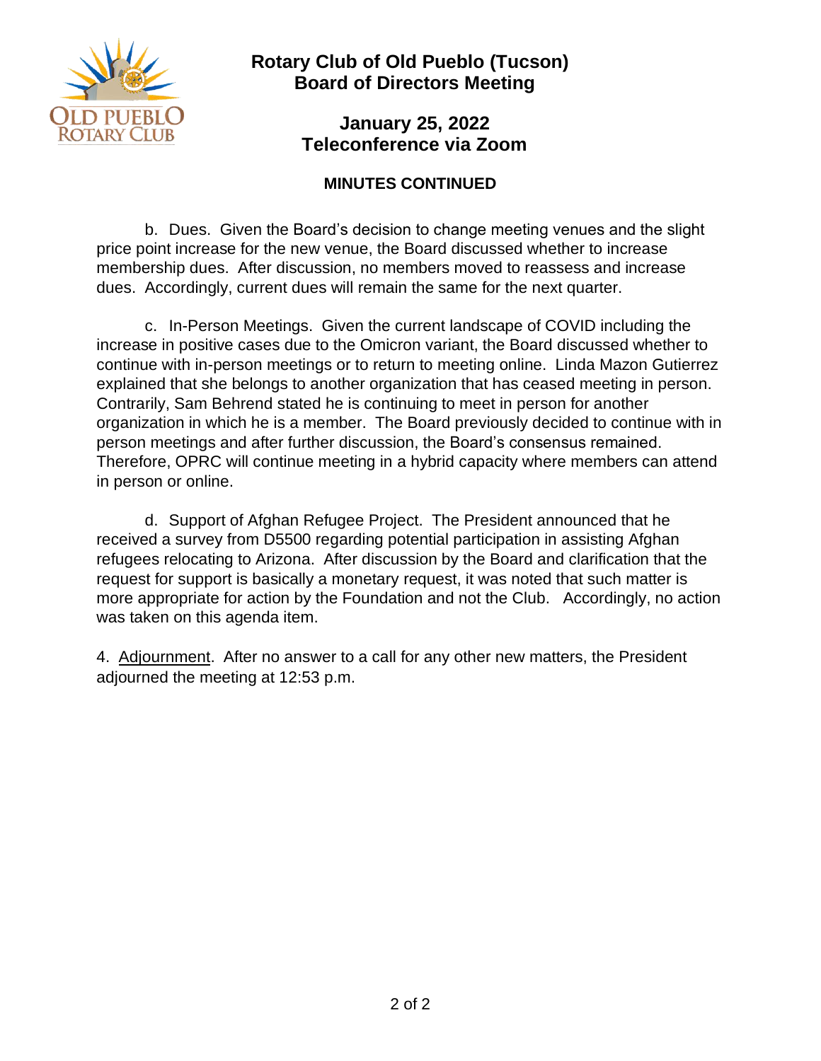**Rotary Club of Old Pueblo (Tucson)**
**Board of Directors Meeting**

**January 25, 2022**
**Teleconference via Zoom**

**MINUTES CONTINUED**

b. Dues. Given the Board's decision to change meeting venues and the slight price point increase for the new venue, the Board discussed whether to increase membership dues. After discussion, no members moved to reassess and increase dues. Accordingly, current dues will remain the same for the next quarter.

c. In-Person Meetings. Given the current landscape of COVID including the increase in positive cases due to the Omicron variant, the Board discussed whether to continue with in-person meetings or to return to meeting online. Linda Mazon Gutierrez explained that she belongs to another organization that has ceased meeting in person. Contrarily, Sam Behrend stated he is continuing to meet in person for another organization in which he is a member. The Board previously decided to continue with in person meetings and after further discussion, the Board's consensus remained. Therefore, OPRC will continue meeting in a hybrid capacity where members can attend in person or online.

d. Support of Afghan Refugee Project. The President announced that he received a survey from D5500 regarding potential participation in assisting Afghan refugees relocating to Arizona. After discussion by the Board and clarification that the request for support is basically a monetary request, it was noted that such matter is more appropriate for action by the Foundation and not the Club. Accordingly, no action was taken on this agenda item.

4. Adjournment. After no answer to a call for any other new matters, the President adjourned the meeting at 12:53 p.m.